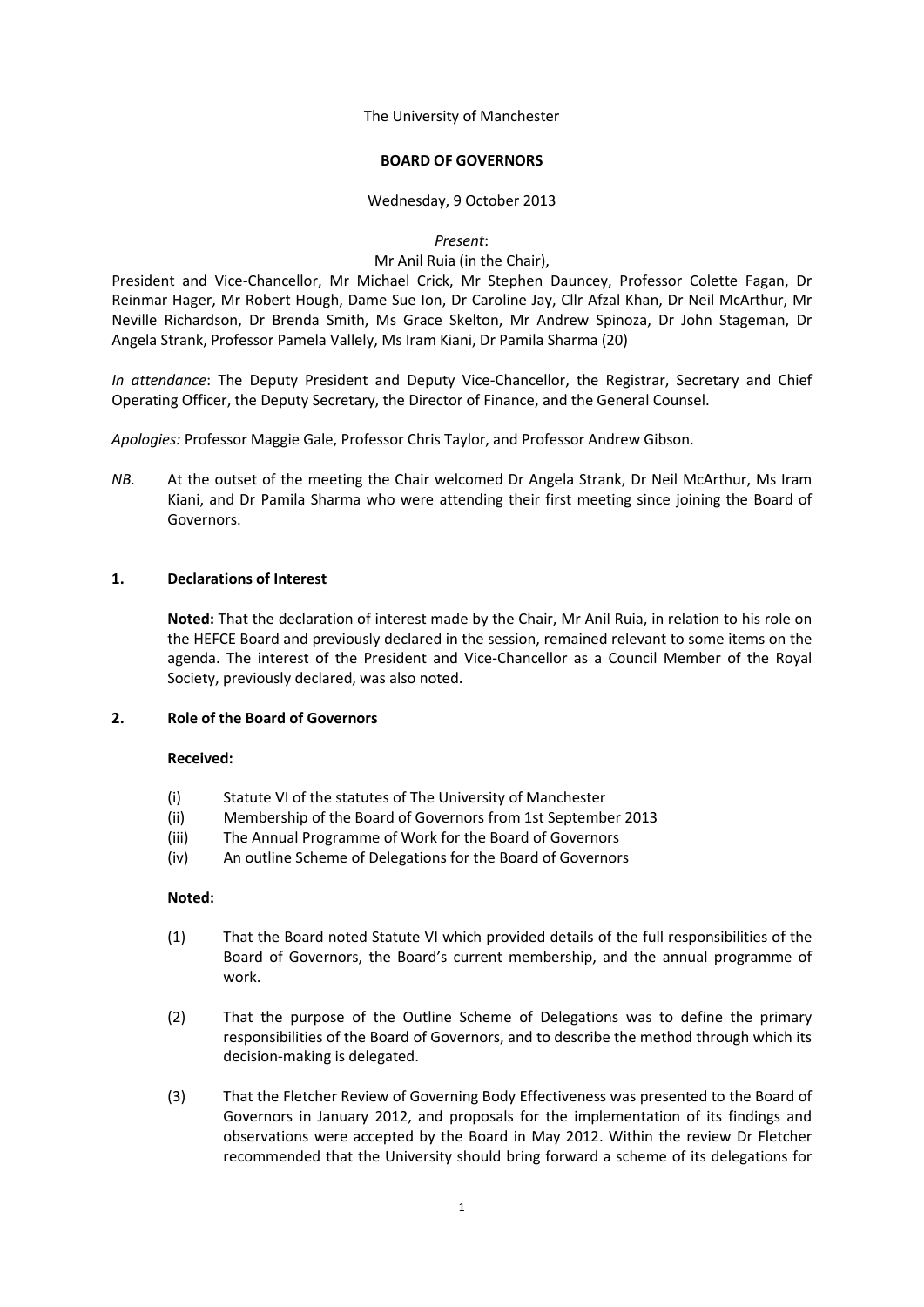The University of Manchester

**BOARD OF GOVERNORS**

Wednesday, 9 October 2013

*Present*:

Mr Anil Ruia (in the Chair),

President and Vice-Chancellor, Mr Michael Crick, Mr Stephen Dauncey, Professor Colette Fagan, Dr Reinmar Hager, Mr Robert Hough, Dame Sue Ion, Dr Caroline Jay, Cllr Afzal Khan, Dr Neil McArthur, Mr Neville Richardson, Dr Brenda Smith, Ms Grace Skelton, Mr Andrew Spinoza, Dr John Stageman, Dr Angela Strank, Professor Pamela Vallely, Ms Iram Kiani, Dr Pamila Sharma (20)

*In attendance*: The Deputy President and Deputy Vice-Chancellor, the Registrar, Secretary and Chief Operating Officer, the Deputy Secretary, the Director of Finance, and the General Counsel.

*Apologies:* Professor Maggie Gale, Professor Chris Taylor, and Professor Andrew Gibson.

*NB.* At the outset of the meeting the Chair welcomed Dr Angela Strank, Dr Neil McArthur, Ms Iram Kiani, and Dr Pamila Sharma who were attending their first meeting since joining the Board of Governors.

## 1. Declarations of Interest

**Noted:** That the declaration of interest made by the Chair, Mr Anil Ruia, in relation to his role on the HEFCE Board and previously declared in the session, remained relevant to some items on the agenda. The interest of the President and Vice-Chancellor as a Council Member of the Royal Society, previously declared, was also noted.

## 2. Role of the Board of Governors

**Received:**

- (i) Statute VI of the statutes of The University of Manchester
- (ii) Membership of the Board of Governors from 1st September 2013
- (iii) The Annual Programme of Work for the Board of Governors
- (iv) An outline Scheme of Delegations for the Board of Governors

**Noted:**

(1) That the Board noted Statute VI which provided details of the full responsibilities of the Board of Governors, the Board's current membership, and the annual programme of work.

(2) That the purpose of the Outline Scheme of Delegations was to define the primary responsibilities of the Board of Governors, and to describe the method through which its decision-making is delegated.

(3) That the Fletcher Review of Governing Body Effectiveness was presented to the Board of Governors in January 2012, and proposals for the implementation of its findings and observations were accepted by the Board in May 2012. Within the review Dr Fletcher recommended that the University should bring forward a scheme of its delegations for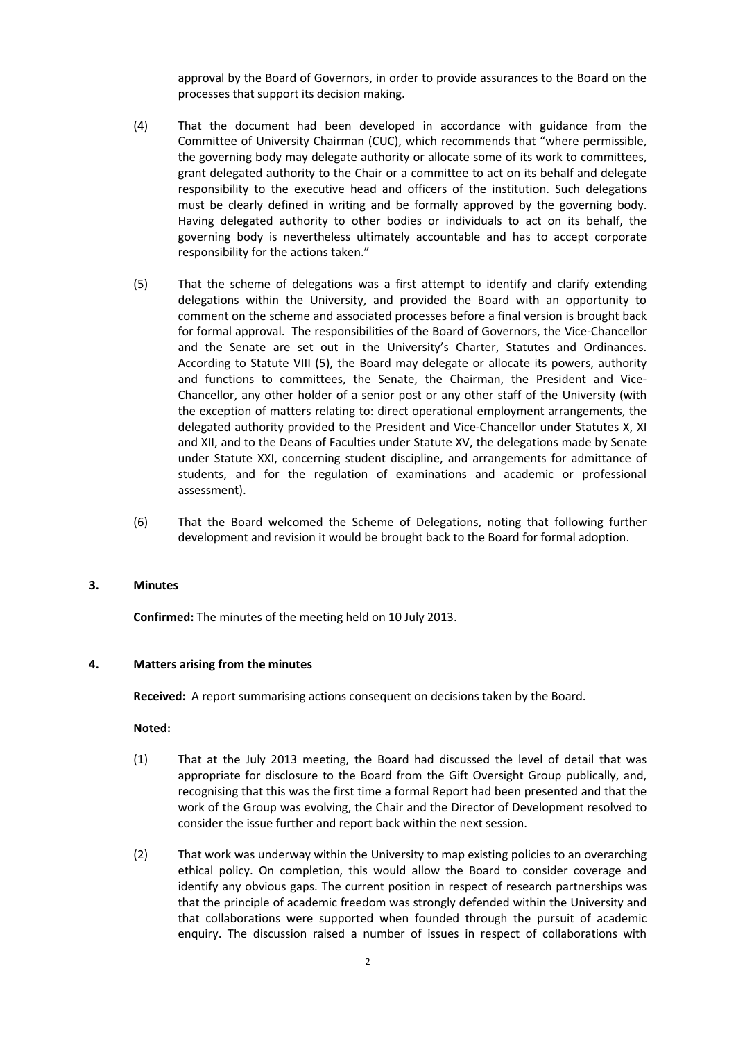approval by the Board of Governors, in order to provide assurances to the Board on the processes that support its decision making.

(4) That the document had been developed in accordance with guidance from the Committee of University Chairman (CUC), which recommends that "where permissible, the governing body may delegate authority or allocate some of its work to committees, grant delegated authority to the Chair or a committee to act on its behalf and delegate responsibility to the executive head and officers of the institution. Such delegations must be clearly defined in writing and be formally approved by the governing body. Having delegated authority to other bodies or individuals to act on its behalf, the governing body is nevertheless ultimately accountable and has to accept corporate responsibility for the actions taken."

(5) That the scheme of delegations was a first attempt to identify and clarify extending delegations within the University, and provided the Board with an opportunity to comment on the scheme and associated processes before a final version is brought back for formal approval. The responsibilities of the Board of Governors, the Vice-Chancellor and the Senate are set out in the University's Charter, Statutes and Ordinances. According to Statute VIII (5), the Board may delegate or allocate its powers, authority and functions to committees, the Senate, the Chairman, the President and Vice-Chancellor, any other holder of a senior post or any other staff of the University (with the exception of matters relating to: direct operational employment arrangements, the delegated authority provided to the President and Vice-Chancellor under Statutes X, XI and XII, and to the Deans of Faculties under Statute XV, the delegations made by Senate under Statute XXI, concerning student discipline, and arrangements for admittance of students, and for the regulation of examinations and academic or professional assessment).

(6) That the Board welcomed the Scheme of Delegations, noting that following further development and revision it would be brought back to the Board for formal adoption.

**3. Minutes**

**Confirmed:** The minutes of the meeting held on 10 July 2013.

**4. Matters arising from the minutes**

**Received:** A report summarising actions consequent on decisions taken by the Board.

**Noted:**

(1) That at the July 2013 meeting, the Board had discussed the level of detail that was appropriate for disclosure to the Board from the Gift Oversight Group publically, and, recognising that this was the first time a formal Report had been presented and that the work of the Group was evolving, the Chair and the Director of Development resolved to consider the issue further and report back within the next session.

(2) That work was underway within the University to map existing policies to an overarching ethical policy. On completion, this would allow the Board to consider coverage and identify any obvious gaps. The current position in respect of research partnerships was that the principle of academic freedom was strongly defended within the University and that collaborations were supported when founded through the pursuit of academic enquiry. The discussion raised a number of issues in respect of collaborations with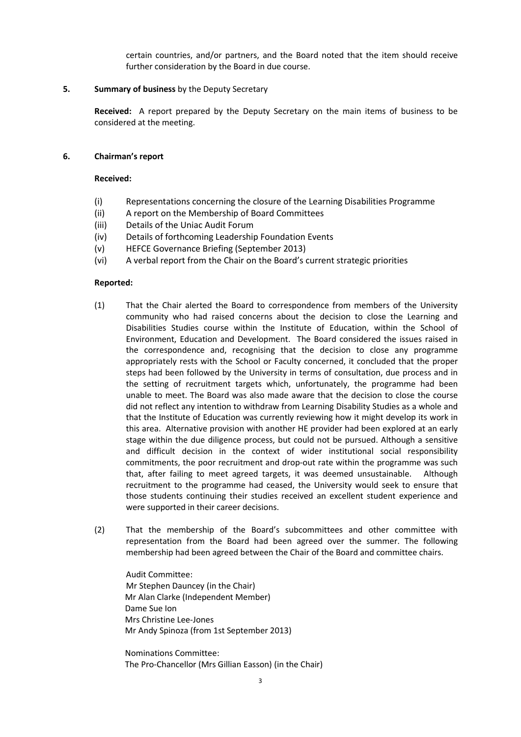certain countries, and/or partners, and the Board noted that the item should receive further consideration by the Board in due course.

**5. Summary of business** by the Deputy Secretary

**Received:** A report prepared by the Deputy Secretary on the main items of business to be considered at the meeting.

**6. Chairman's report**

**Received:**

(i) Representations concerning the closure of the Learning Disabilities Programme
(ii) A report on the Membership of Board Committees
(iii) Details of the Uniac Audit Forum
(iv) Details of forthcoming Leadership Foundation Events
(v) HEFCE Governance Briefing (September 2013)
(vi) A verbal report from the Chair on the Board's current strategic priorities

**Reported:**

(1) That the Chair alerted the Board to correspondence from members of the University community who had raised concerns about the decision to close the Learning and Disabilities Studies course within the Institute of Education, within the School of Environment, Education and Development. The Board considered the issues raised in the correspondence and, recognising that the decision to close any programme appropriately rests with the School or Faculty concerned, it concluded that the proper steps had been followed by the University in terms of consultation, due process and in the setting of recruitment targets which, unfortunately, the programme had been unable to meet. The Board was also made aware that the decision to close the course did not reflect any intention to withdraw from Learning Disability Studies as a whole and that the Institute of Education was currently reviewing how it might develop its work in this area. Alternative provision with another HE provider had been explored at an early stage within the due diligence process, but could not be pursued. Although a sensitive and difficult decision in the context of wider institutional social responsibility commitments, the poor recruitment and drop-out rate within the programme was such that, after failing to meet agreed targets, it was deemed unsustainable. Although recruitment to the programme had ceased, the University would seek to ensure that those students continuing their studies received an excellent student experience and were supported in their career decisions.

(2) That the membership of the Board's subcommittees and other committee with representation from the Board had been agreed over the summer. The following membership had been agreed between the Chair of the Board and committee chairs.

Audit Committee:
Mr Stephen Dauncey (in the Chair)
Mr Alan Clarke (Independent Member)
Dame Sue Ion
Mrs Christine Lee-Jones
Mr Andy Spinoza (from 1st September 2013)

Nominations Committee:
The Pro-Chancellor (Mrs Gillian Easson) (in the Chair)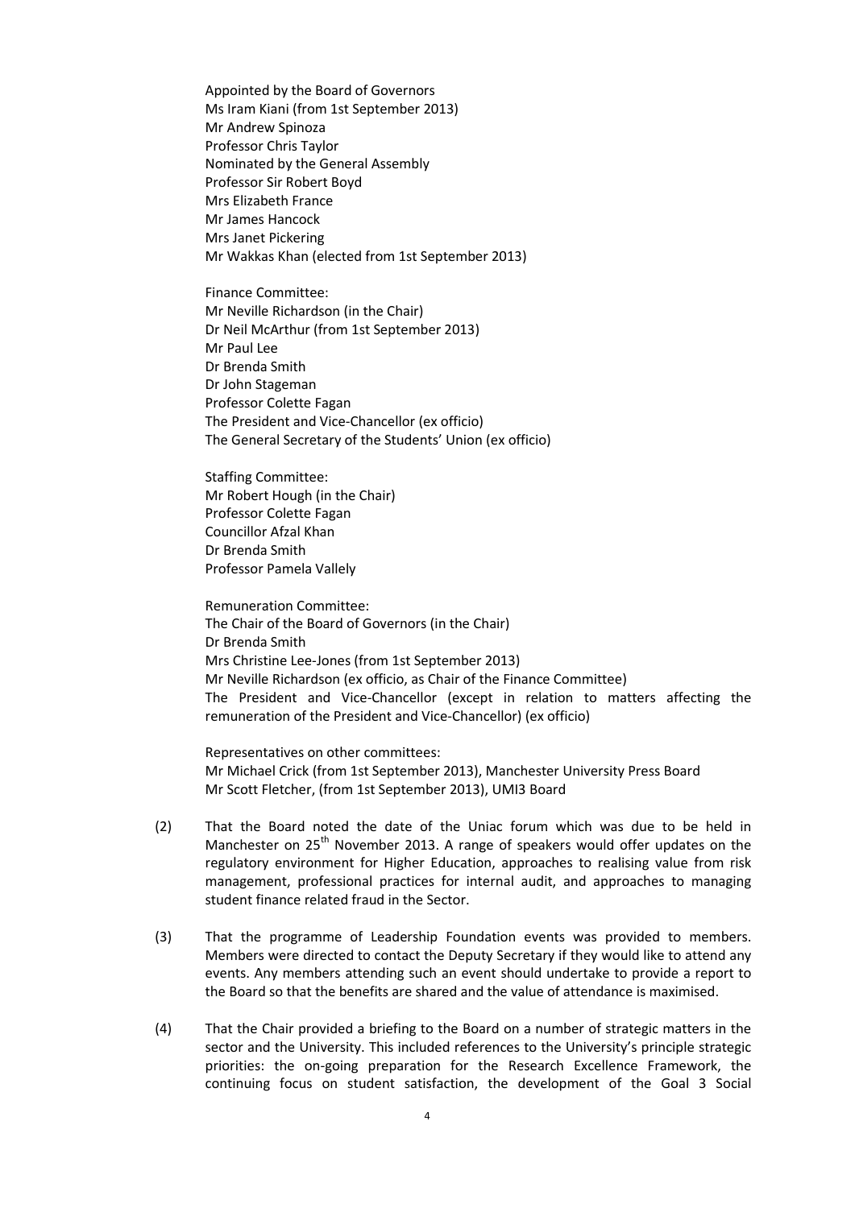Appointed by the Board of Governors
Ms Iram Kiani (from 1st September 2013)
Mr Andrew Spinoza
Professor Chris Taylor
Nominated by the General Assembly
Professor Sir Robert Boyd
Mrs Elizabeth France
Mr James Hancock
Mrs Janet Pickering
Mr Wakkas Khan (elected from 1st September 2013)

Finance Committee:
Mr Neville Richardson (in the Chair)
Dr Neil McArthur (from 1st September 2013)
Mr Paul Lee
Dr Brenda Smith
Dr John Stageman
Professor Colette Fagan
The President and Vice-Chancellor (ex officio)
The General Secretary of the Students' Union (ex officio)

Staffing Committee:
Mr Robert Hough (in the Chair)
Professor Colette Fagan
Councillor Afzal Khan
Dr Brenda Smith
Professor Pamela Vallely

Remuneration Committee:
The Chair of the Board of Governors (in the Chair)
Dr Brenda Smith
Mrs Christine Lee-Jones (from 1st September 2013)
Mr Neville Richardson (ex officio, as Chair of the Finance Committee)
The President and Vice-Chancellor (except in relation to matters affecting the remuneration of the President and Vice-Chancellor) (ex officio)

Representatives on other committees:
Mr Michael Crick (from 1st September 2013), Manchester University Press Board
Mr Scott Fletcher, (from 1st September 2013), UMI3 Board

(2) That the Board noted the date of the Uniac forum which was due to be held in Manchester on 25th November 2013. A range of speakers would offer updates on the regulatory environment for Higher Education, approaches to realising value from risk management, professional practices for internal audit, and approaches to managing student finance related fraud in the Sector.

(3) That the programme of Leadership Foundation events was provided to members. Members were directed to contact the Deputy Secretary if they would like to attend any events. Any members attending such an event should undertake to provide a report to the Board so that the benefits are shared and the value of attendance is maximised.

(4) That the Chair provided a briefing to the Board on a number of strategic matters in the sector and the University. This included references to the University's principle strategic priorities: the on-going preparation for the Research Excellence Framework, the continuing focus on student satisfaction, the development of the Goal 3 Social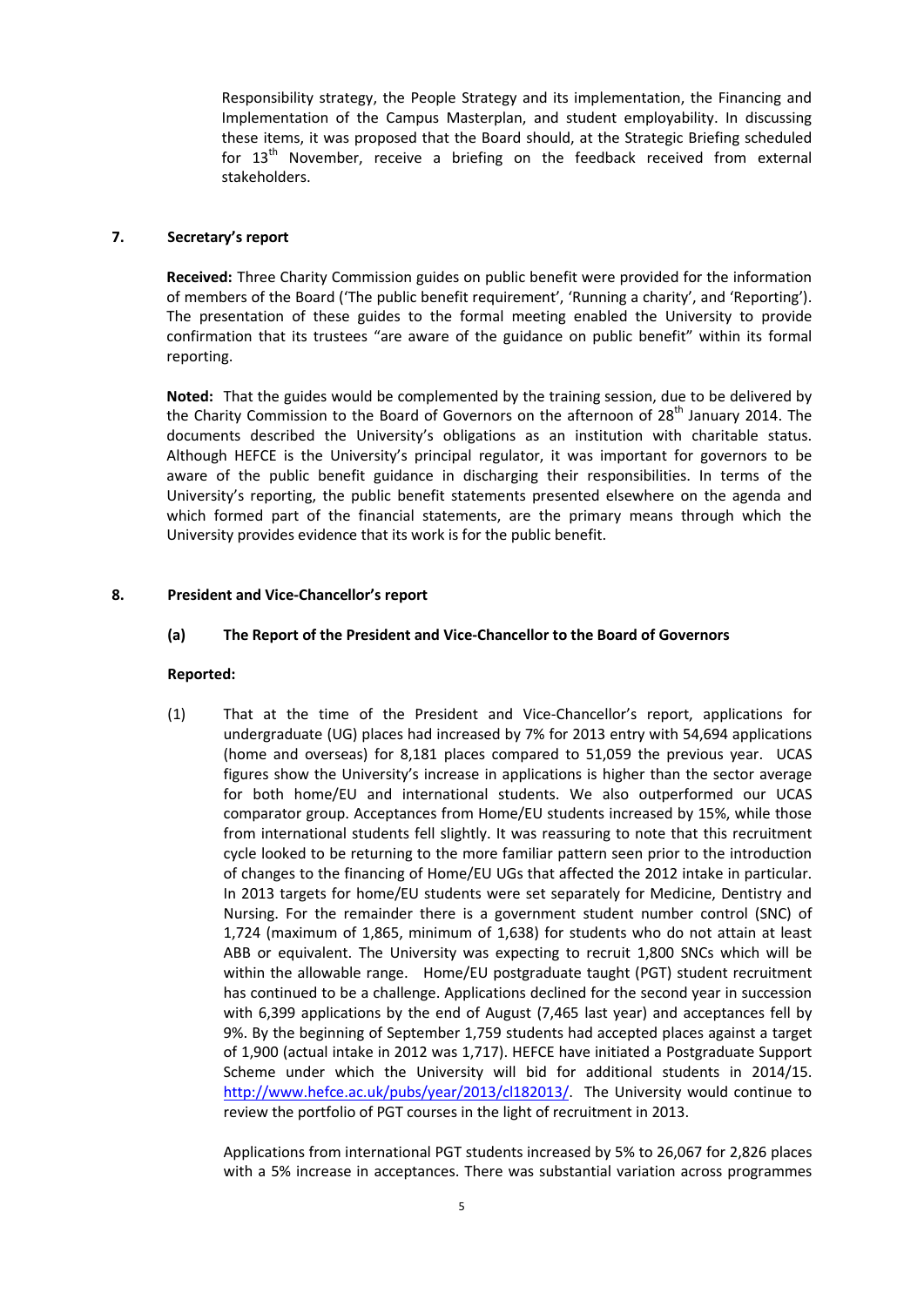Responsibility strategy, the People Strategy and its implementation, the Financing and Implementation of the Campus Masterplan, and student employability. In discussing these items, it was proposed that the Board should, at the Strategic Briefing scheduled for 13th November, receive a briefing on the feedback received from external stakeholders.

## 7. Secretary's report

**Received:** Three Charity Commission guides on public benefit were provided for the information of members of the Board ('The public benefit requirement', 'Running a charity', and 'Reporting'). The presentation of these guides to the formal meeting enabled the University to provide confirmation that its trustees "are aware of the guidance on public benefit" within its formal reporting.

**Noted:** That the guides would be complemented by the training session, due to be delivered by the Charity Commission to the Board of Governors on the afternoon of 28th January 2014. The documents described the University's obligations as an institution with charitable status. Although HEFCE is the University's principal regulator, it was important for governors to be aware of the public benefit guidance in discharging their responsibilities. In terms of the University's reporting, the public benefit statements presented elsewhere on the agenda and which formed part of the financial statements, are the primary means through which the University provides evidence that its work is for the public benefit.

## 8. President and Vice-Chancellor's report

### (a) The Report of the President and Vice-Chancellor to the Board of Governors

**Reported:**

(1) That at the time of the President and Vice-Chancellor's report, applications for undergraduate (UG) places had increased by 7% for 2013 entry with 54,694 applications (home and overseas) for 8,181 places compared to 51,059 the previous year. UCAS figures show the University's increase in applications is higher than the sector average for both home/EU and international students. We also outperformed our UCAS comparator group. Acceptances from Home/EU students increased by 15%, while those from international students fell slightly. It was reassuring to note that this recruitment cycle looked to be returning to the more familiar pattern seen prior to the introduction of changes to the financing of Home/EU UGs that affected the 2012 intake in particular. In 2013 targets for home/EU students were set separately for Medicine, Dentistry and Nursing. For the remainder there is a government student number control (SNC) of 1,724 (maximum of 1,865, minimum of 1,638) for students who do not attain at least ABB or equivalent. The University was expecting to recruit 1,800 SNCs which will be within the allowable range. Home/EU postgraduate taught (PGT) student recruitment has continued to be a challenge. Applications declined for the second year in succession with 6,399 applications by the end of August (7,465 last year) and acceptances fell by 9%. By the beginning of September 1,759 students had accepted places against a target of 1,900 (actual intake in 2012 was 1,717). HEFCE have initiated a Postgraduate Support Scheme under which the University will bid for additional students in 2014/15. http://www.hefce.ac.uk/pubs/year/2013/cl182013/. The University would continue to review the portfolio of PGT courses in the light of recruitment in 2013.

Applications from international PGT students increased by 5% to 26,067 for 2,826 places with a 5% increase in acceptances. There was substantial variation across programmes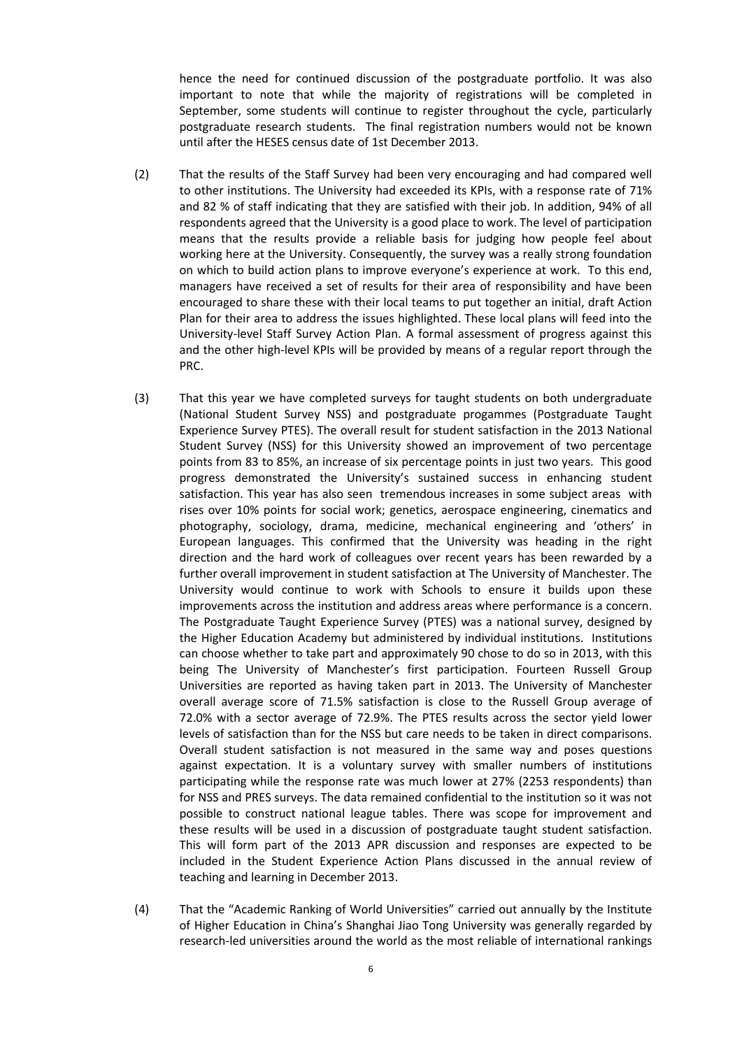hence the need for continued discussion of the postgraduate portfolio. It was also important to note that while the majority of registrations will be completed in September, some students will continue to register throughout the cycle, particularly postgraduate research students. The final registration numbers would not be known until after the HESES census date of 1st December 2013.

(2) That the results of the Staff Survey had been very encouraging and had compared well to other institutions. The University had exceeded its KPIs, with a response rate of 71% and 82 % of staff indicating that they are satisfied with their job. In addition, 94% of all respondents agreed that the University is a good place to work. The level of participation means that the results provide a reliable basis for judging how people feel about working here at the University. Consequently, the survey was a really strong foundation on which to build action plans to improve everyone's experience at work. To this end, managers have received a set of results for their area of responsibility and have been encouraged to share these with their local teams to put together an initial, draft Action Plan for their area to address the issues highlighted. These local plans will feed into the University-level Staff Survey Action Plan. A formal assessment of progress against this and the other high-level KPIs will be provided by means of a regular report through the PRC.

(3) That this year we have completed surveys for taught students on both undergraduate (National Student Survey NSS) and postgraduate progammes (Postgraduate Taught Experience Survey PTES). The overall result for student satisfaction in the 2013 National Student Survey (NSS) for this University showed an improvement of two percentage points from 83 to 85%, an increase of six percentage points in just two years. This good progress demonstrated the University's sustained success in enhancing student satisfaction. This year has also seen tremendous increases in some subject areas with rises over 10% points for social work; genetics, aerospace engineering, cinematics and photography, sociology, drama, medicine, mechanical engineering and 'others' in European languages. This confirmed that the University was heading in the right direction and the hard work of colleagues over recent years has been rewarded by a further overall improvement in student satisfaction at The University of Manchester. The University would continue to work with Schools to ensure it builds upon these improvements across the institution and address areas where performance is a concern. The Postgraduate Taught Experience Survey (PTES) was a national survey, designed by the Higher Education Academy but administered by individual institutions. Institutions can choose whether to take part and approximately 90 chose to do so in 2013, with this being The University of Manchester's first participation. Fourteen Russell Group Universities are reported as having taken part in 2013. The University of Manchester overall average score of 71.5% satisfaction is close to the Russell Group average of 72.0% with a sector average of 72.9%. The PTES results across the sector yield lower levels of satisfaction than for the NSS but care needs to be taken in direct comparisons. Overall student satisfaction is not measured in the same way and poses questions against expectation. It is a voluntary survey with smaller numbers of institutions participating while the response rate was much lower at 27% (2253 respondents) than for NSS and PRES surveys. The data remained confidential to the institution so it was not possible to construct national league tables. There was scope for improvement and these results will be used in a discussion of postgraduate taught student satisfaction. This will form part of the 2013 APR discussion and responses are expected to be included in the Student Experience Action Plans discussed in the annual review of teaching and learning in December 2013.

(4) That the "Academic Ranking of World Universities" carried out annually by the Institute of Higher Education in China's Shanghai Jiao Tong University was generally regarded by research-led universities around the world as the most reliable of international rankings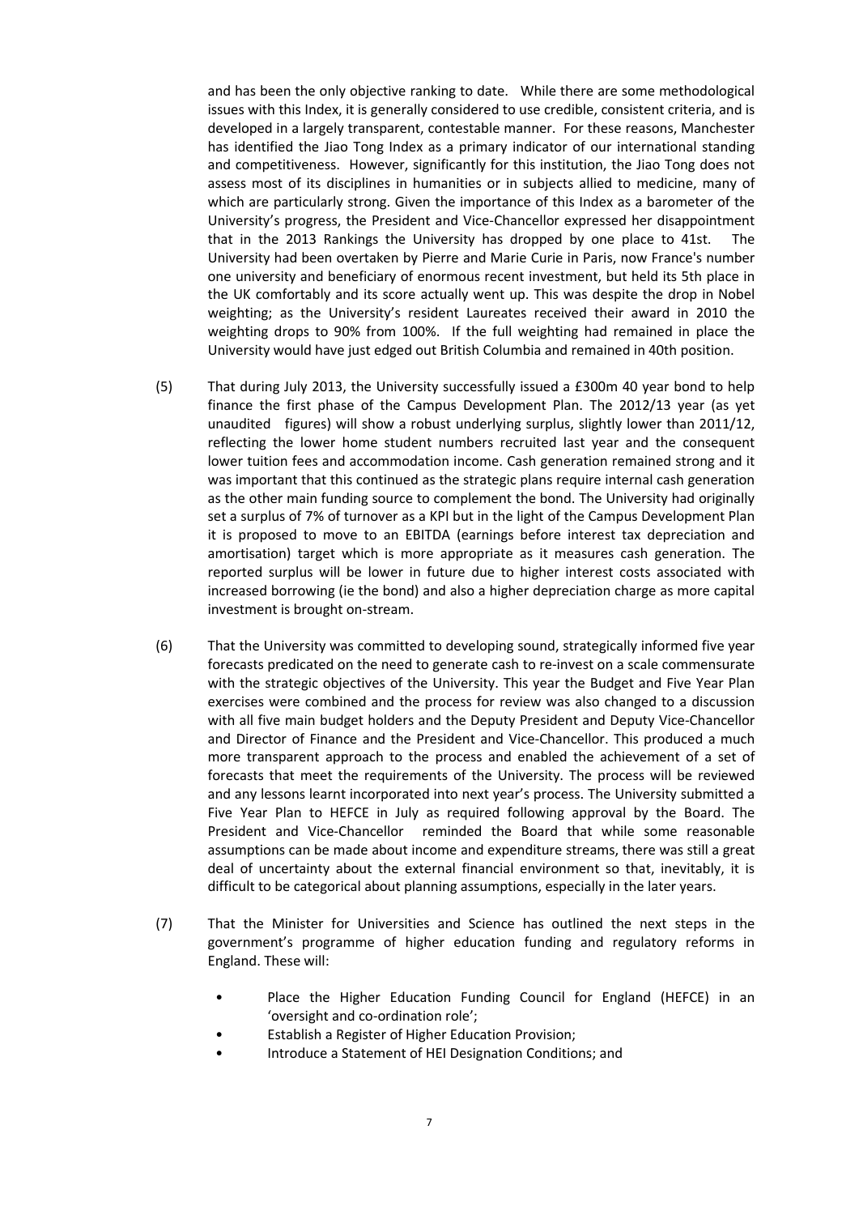and has been the only objective ranking to date. While there are some methodological issues with this Index, it is generally considered to use credible, consistent criteria, and is developed in a largely transparent, contestable manner. For these reasons, Manchester has identified the Jiao Tong Index as a primary indicator of our international standing and competitiveness. However, significantly for this institution, the Jiao Tong does not assess most of its disciplines in humanities or in subjects allied to medicine, many of which are particularly strong. Given the importance of this Index as a barometer of the University's progress, the President and Vice-Chancellor expressed her disappointment that in the 2013 Rankings the University has dropped by one place to 41st. The University had been overtaken by Pierre and Marie Curie in Paris, now France's number one university and beneficiary of enormous recent investment, but held its 5th place in the UK comfortably and its score actually went up. This was despite the drop in Nobel weighting; as the University's resident Laureates received their award in 2010 the weighting drops to 90% from 100%. If the full weighting had remained in place the University would have just edged out British Columbia and remained in 40th position.

(5) That during July 2013, the University successfully issued a £300m 40 year bond to help finance the first phase of the Campus Development Plan. The 2012/13 year (as yet unaudited figures) will show a robust underlying surplus, slightly lower than 2011/12, reflecting the lower home student numbers recruited last year and the consequent lower tuition fees and accommodation income. Cash generation remained strong and it was important that this continued as the strategic plans require internal cash generation as the other main funding source to complement the bond. The University had originally set a surplus of 7% of turnover as a KPI but in the light of the Campus Development Plan it is proposed to move to an EBITDA (earnings before interest tax depreciation and amortisation) target which is more appropriate as it measures cash generation. The reported surplus will be lower in future due to higher interest costs associated with increased borrowing (ie the bond) and also a higher depreciation charge as more capital investment is brought on-stream.

(6) That the University was committed to developing sound, strategically informed five year forecasts predicated on the need to generate cash to re-invest on a scale commensurate with the strategic objectives of the University. This year the Budget and Five Year Plan exercises were combined and the process for review was also changed to a discussion with all five main budget holders and the Deputy President and Deputy Vice-Chancellor and Director of Finance and the President and Vice-Chancellor. This produced a much more transparent approach to the process and enabled the achievement of a set of forecasts that meet the requirements of the University. The process will be reviewed and any lessons learnt incorporated into next year's process. The University submitted a Five Year Plan to HEFCE in July as required following approval by the Board. The President and Vice-Chancellor reminded the Board that while some reasonable assumptions can be made about income and expenditure streams, there was still a great deal of uncertainty about the external financial environment so that, inevitably, it is difficult to be categorical about planning assumptions, especially in the later years.

(7) That the Minister for Universities and Science has outlined the next steps in the government's programme of higher education funding and regulatory reforms in England. These will:

- Place the Higher Education Funding Council for England (HEFCE) in an 'oversight and co-ordination role';
- Establish a Register of Higher Education Provision;
- Introduce a Statement of HEI Designation Conditions; and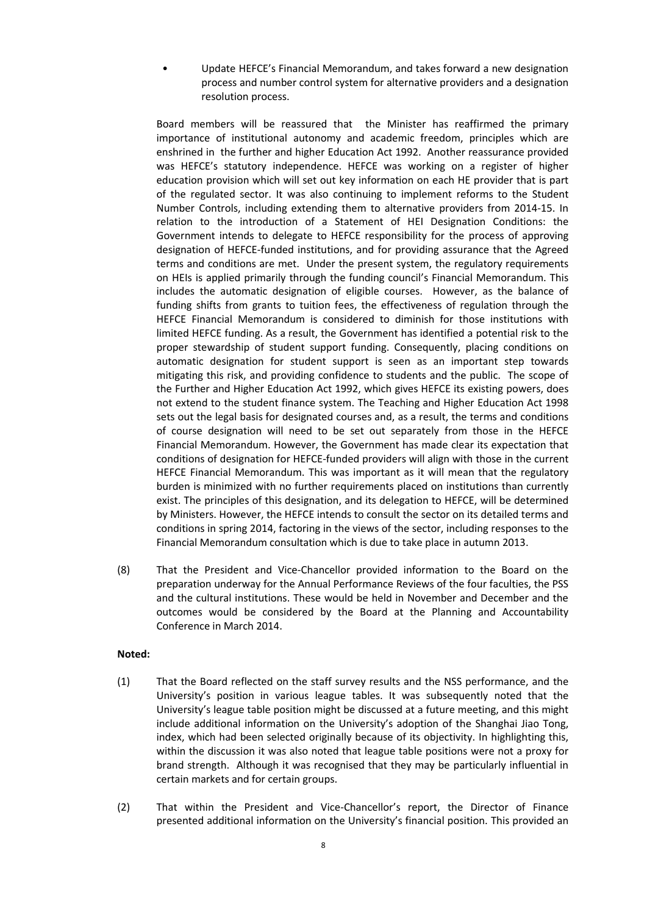- Update HEFCE's Financial Memorandum, and takes forward a new designation process and number control system for alternative providers and a designation resolution process.

Board members will be reassured that the Minister has reaffirmed the primary importance of institutional autonomy and academic freedom, principles which are enshrined in the further and higher Education Act 1992. Another reassurance provided was HEFCE's statutory independence. HEFCE was working on a register of higher education provision which will set out key information on each HE provider that is part of the regulated sector. It was also continuing to implement reforms to the Student Number Controls, including extending them to alternative providers from 2014-15. In relation to the introduction of a Statement of HEI Designation Conditions: the Government intends to delegate to HEFCE responsibility for the process of approving designation of HEFCE-funded institutions, and for providing assurance that the Agreed terms and conditions are met. Under the present system, the regulatory requirements on HEIs is applied primarily through the funding council's Financial Memorandum. This includes the automatic designation of eligible courses. However, as the balance of funding shifts from grants to tuition fees, the effectiveness of regulation through the HEFCE Financial Memorandum is considered to diminish for those institutions with limited HEFCE funding. As a result, the Government has identified a potential risk to the proper stewardship of student support funding. Consequently, placing conditions on automatic designation for student support is seen as an important step towards mitigating this risk, and providing confidence to students and the public. The scope of the Further and Higher Education Act 1992, which gives HEFCE its existing powers, does not extend to the student finance system. The Teaching and Higher Education Act 1998 sets out the legal basis for designated courses and, as a result, the terms and conditions of course designation will need to be set out separately from those in the HEFCE Financial Memorandum. However, the Government has made clear its expectation that conditions of designation for HEFCE-funded providers will align with those in the current HEFCE Financial Memorandum. This was important as it will mean that the regulatory burden is minimized with no further requirements placed on institutions than currently exist. The principles of this designation, and its delegation to HEFCE, will be determined by Ministers. However, the HEFCE intends to consult the sector on its detailed terms and conditions in spring 2014, factoring in the views of the sector, including responses to the Financial Memorandum consultation which is due to take place in autumn 2013.

(8) That the President and Vice-Chancellor provided information to the Board on the preparation underway for the Annual Performance Reviews of the four faculties, the PSS and the cultural institutions. These would be held in November and December and the outcomes would be considered by the Board at the Planning and Accountability Conference in March 2014.

**Noted:**

(1) That the Board reflected on the staff survey results and the NSS performance, and the University's position in various league tables. It was subsequently noted that the University's league table position might be discussed at a future meeting, and this might include additional information on the University's adoption of the Shanghai Jiao Tong, index, which had been selected originally because of its objectivity. In highlighting this, within the discussion it was also noted that league table positions were not a proxy for brand strength. Although it was recognised that they may be particularly influential in certain markets and for certain groups.

(2) That within the President and Vice-Chancellor's report, the Director of Finance presented additional information on the University's financial position. This provided an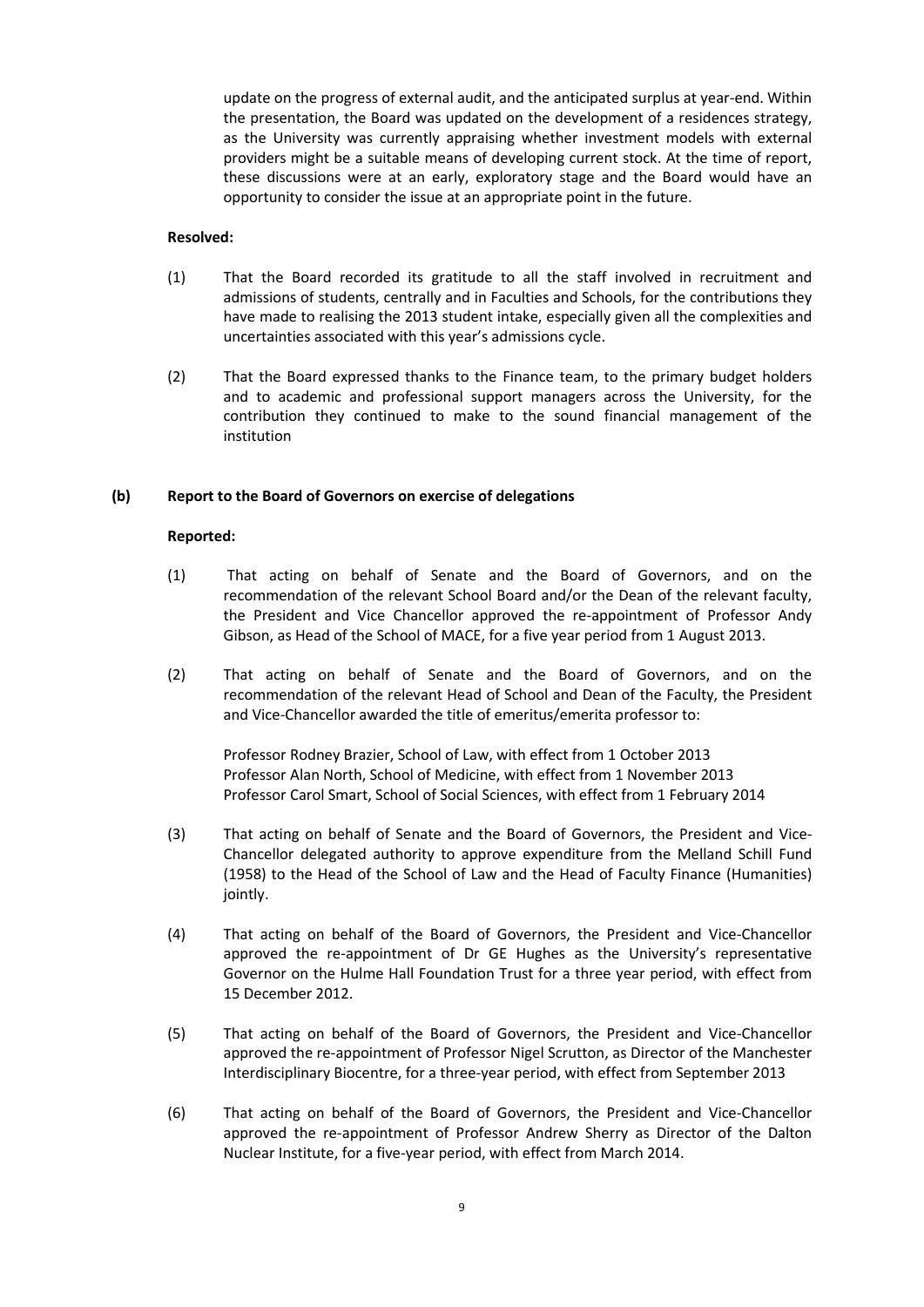update on the progress of external audit, and the anticipated surplus at year-end. Within the presentation, the Board was updated on the development of a residences strategy, as the University was currently appraising whether investment models with external providers might be a suitable means of developing current stock. At the time of report, these discussions were at an early, exploratory stage and the Board would have an opportunity to consider the issue at an appropriate point in the future.

**Resolved:**

(1) That the Board recorded its gratitude to all the staff involved in recruitment and admissions of students, centrally and in Faculties and Schools, for the contributions they have made to realising the 2013 student intake, especially given all the complexities and uncertainties associated with this year's admissions cycle.

(2) That the Board expressed thanks to the Finance team, to the primary budget holders and to academic and professional support managers across the University, for the contribution they continued to make to the sound financial management of the institution

**(b) Report to the Board of Governors on exercise of delegations**

**Reported:**

(1) That acting on behalf of Senate and the Board of Governors, and on the recommendation of the relevant School Board and/or the Dean of the relevant faculty, the President and Vice Chancellor approved the re-appointment of Professor Andy Gibson, as Head of the School of MACE, for a five year period from 1 August 2013.

(2) That acting on behalf of Senate and the Board of Governors, and on the recommendation of the relevant Head of School and Dean of the Faculty, the President and Vice-Chancellor awarded the title of emeritus/emerita professor to:

Professor Rodney Brazier, School of Law, with effect from 1 October 2013
Professor Alan North, School of Medicine, with effect from 1 November 2013
Professor Carol Smart, School of Social Sciences, with effect from 1 February 2014

(3) That acting on behalf of Senate and the Board of Governors, the President and Vice-Chancellor delegated authority to approve expenditure from the Melland Schill Fund (1958) to the Head of the School of Law and the Head of Faculty Finance (Humanities) jointly.

(4) That acting on behalf of the Board of Governors, the President and Vice-Chancellor approved the re-appointment of Dr GE Hughes as the University's representative Governor on the Hulme Hall Foundation Trust for a three year period, with effect from 15 December 2012.

(5) That acting on behalf of the Board of Governors, the President and Vice-Chancellor approved the re-appointment of Professor Nigel Scrutton, as Director of the Manchester Interdisciplinary Biocentre, for a three-year period, with effect from September 2013

(6) That acting on behalf of the Board of Governors, the President and Vice-Chancellor approved the re-appointment of Professor Andrew Sherry as Director of the Dalton Nuclear Institute, for a five-year period, with effect from March 2014.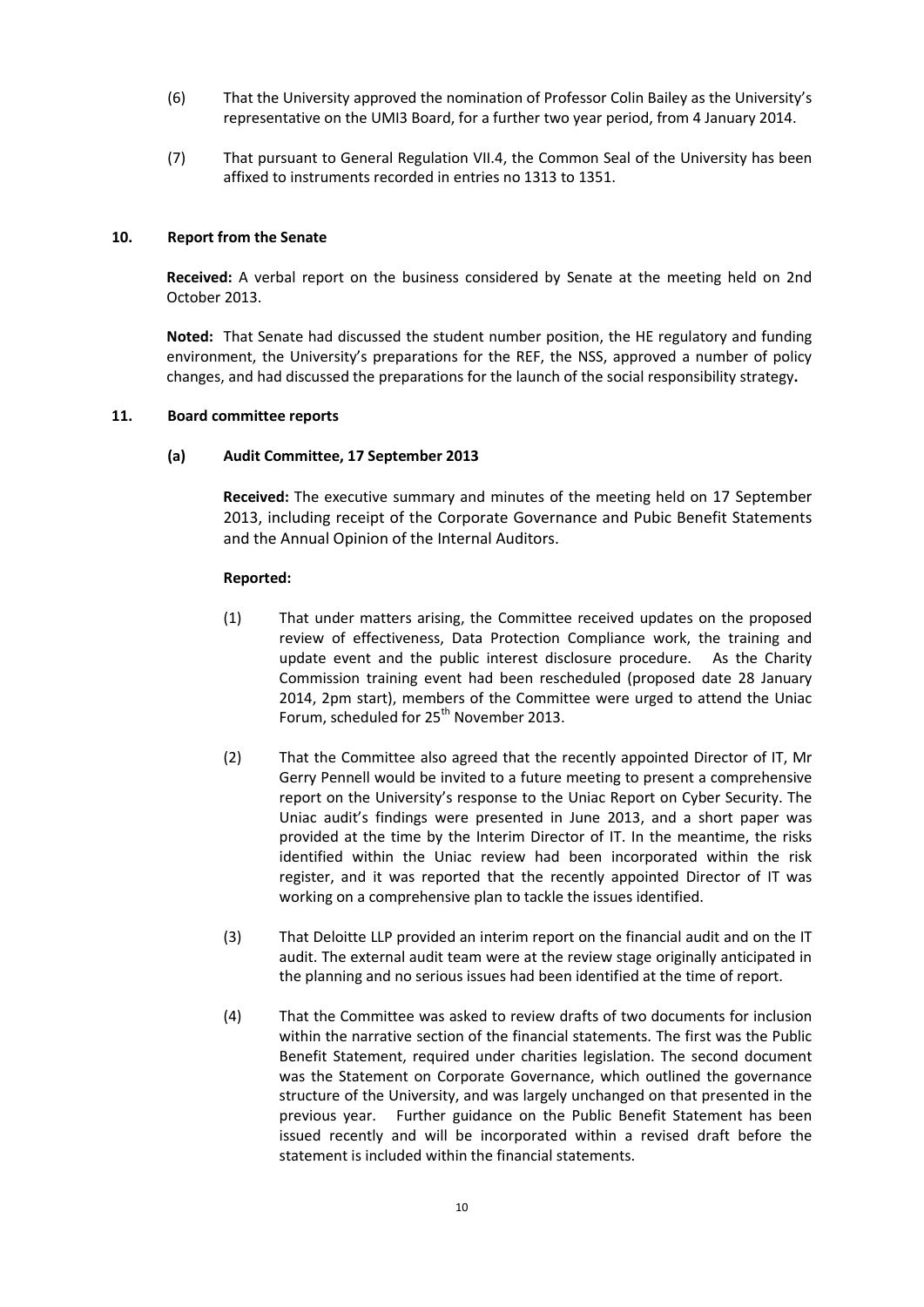(6) That the University approved the nomination of Professor Colin Bailey as the University's representative on the UMI3 Board, for a further two year period, from 4 January 2014.

(7) That pursuant to General Regulation VII.4, the Common Seal of the University has been affixed to instruments recorded in entries no 1313 to 1351.

### 10. Report from the Senate

**Received:** A verbal report on the business considered by Senate at the meeting held on 2nd October 2013.

**Noted:** That Senate had discussed the student number position, the HE regulatory and funding environment, the University's preparations for the REF, the NSS, approved a number of policy changes, and had discussed the preparations for the launch of the social responsibility strategy**.**

### 11. Board committee reports

#### (a) Audit Committee, 17 September 2013

**Received:** The executive summary and minutes of the meeting held on 17 September 2013, including receipt of the Corporate Governance and Pubic Benefit Statements and the Annual Opinion of the Internal Auditors.

**Reported:**

(1) That under matters arising, the Committee received updates on the proposed review of effectiveness, Data Protection Compliance work, the training and update event and the public interest disclosure procedure. As the Charity Commission training event had been rescheduled (proposed date 28 January 2014, 2pm start), members of the Committee were urged to attend the Uniac Forum, scheduled for 25th November 2013.

(2) That the Committee also agreed that the recently appointed Director of IT, Mr Gerry Pennell would be invited to a future meeting to present a comprehensive report on the University's response to the Uniac Report on Cyber Security. The Uniac audit's findings were presented in June 2013, and a short paper was provided at the time by the Interim Director of IT. In the meantime, the risks identified within the Uniac review had been incorporated within the risk register, and it was reported that the recently appointed Director of IT was working on a comprehensive plan to tackle the issues identified.

(3) That Deloitte LLP provided an interim report on the financial audit and on the IT audit. The external audit team were at the review stage originally anticipated in the planning and no serious issues had been identified at the time of report.

(4) That the Committee was asked to review drafts of two documents for inclusion within the narrative section of the financial statements. The first was the Public Benefit Statement, required under charities legislation. The second document was the Statement on Corporate Governance, which outlined the governance structure of the University, and was largely unchanged on that presented in the previous year. Further guidance on the Public Benefit Statement has been issued recently and will be incorporated within a revised draft before the statement is included within the financial statements.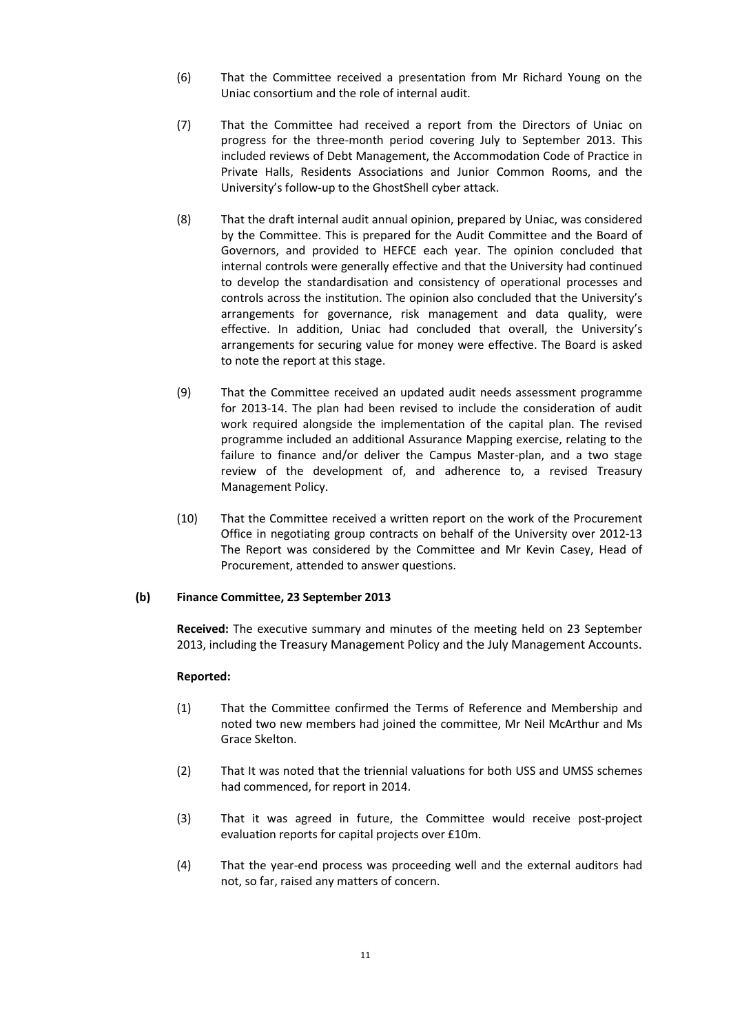(6) That the Committee received a presentation from Mr Richard Young on the Uniac consortium and the role of internal audit.

(7) That the Committee had received a report from the Directors of Uniac on progress for the three-month period covering July to September 2013. This included reviews of Debt Management, the Accommodation Code of Practice in Private Halls, Residents Associations and Junior Common Rooms, and the University's follow-up to the GhostShell cyber attack.

(8) That the draft internal audit annual opinion, prepared by Uniac, was considered by the Committee. This is prepared for the Audit Committee and the Board of Governors, and provided to HEFCE each year. The opinion concluded that internal controls were generally effective and that the University had continued to develop the standardisation and consistency of operational processes and controls across the institution. The opinion also concluded that the University's arrangements for governance, risk management and data quality, were effective. In addition, Uniac had concluded that overall, the University's arrangements for securing value for money were effective. The Board is asked to note the report at this stage.

(9) That the Committee received an updated audit needs assessment programme for 2013-14. The plan had been revised to include the consideration of audit work required alongside the implementation of the capital plan. The revised programme included an additional Assurance Mapping exercise, relating to the failure to finance and/or deliver the Campus Master-plan, and a two stage review of the development of, and adherence to, a revised Treasury Management Policy.

(10) That the Committee received a written report on the work of the Procurement Office in negotiating group contracts on behalf of the University over 2012-13 The Report was considered by the Committee and Mr Kevin Casey, Head of Procurement, attended to answer questions.

**(b) Finance Committee, 23 September 2013**

**Received:** The executive summary and minutes of the meeting held on 23 September 2013, including the Treasury Management Policy and the July Management Accounts.

**Reported:**

(1) That the Committee confirmed the Terms of Reference and Membership and noted two new members had joined the committee, Mr Neil McArthur and Ms Grace Skelton.

(2) That It was noted that the triennial valuations for both USS and UMSS schemes had commenced, for report in 2014.

(3) That it was agreed in future, the Committee would receive post-project evaluation reports for capital projects over £10m.

(4) That the year-end process was proceeding well and the external auditors had not, so far, raised any matters of concern.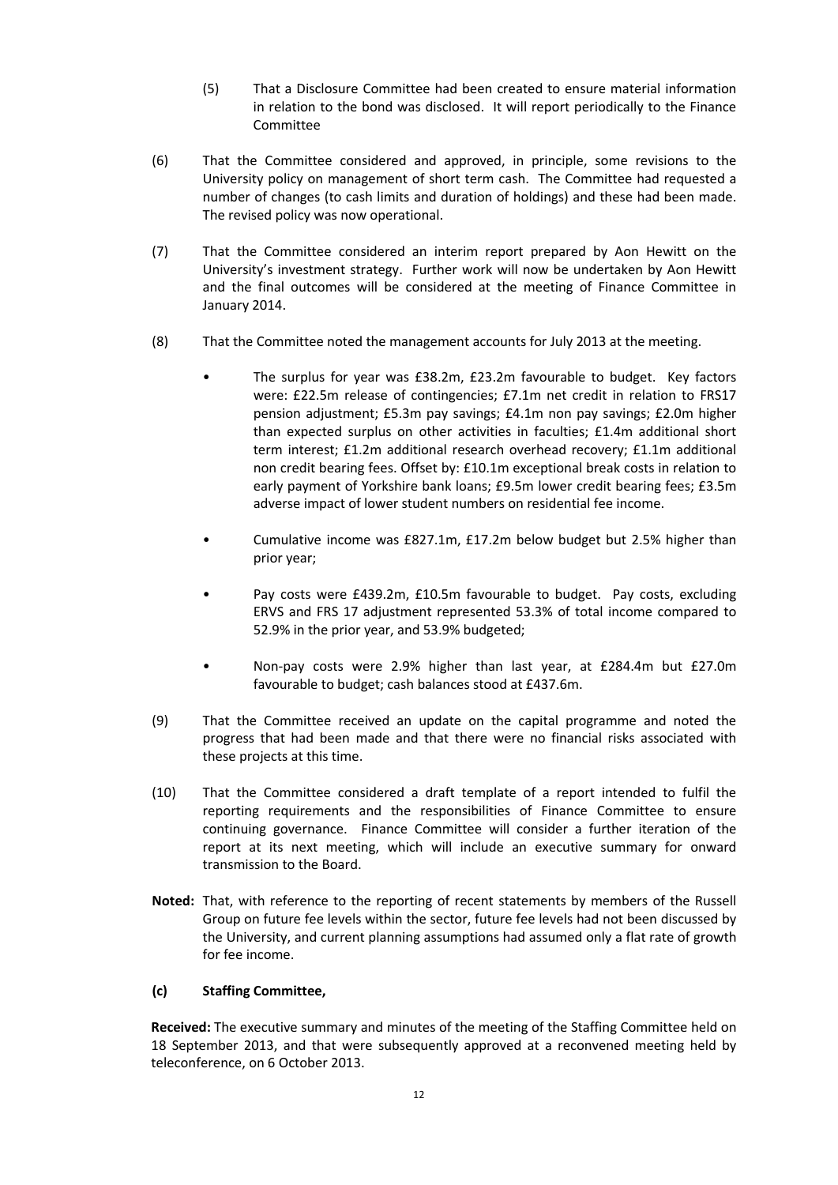(5) That a Disclosure Committee had been created to ensure material information in relation to the bond was disclosed. It will report periodically to the Finance Committee

(6) That the Committee considered and approved, in principle, some revisions to the University policy on management of short term cash. The Committee had requested a number of changes (to cash limits and duration of holdings) and these had been made. The revised policy was now operational.

(7) That the Committee considered an interim report prepared by Aon Hewitt on the University's investment strategy. Further work will now be undertaken by Aon Hewitt and the final outcomes will be considered at the meeting of Finance Committee in January 2014.

(8) That the Committee noted the management accounts for July 2013 at the meeting.

- The surplus for year was £38.2m, £23.2m favourable to budget. Key factors were: £22.5m release of contingencies; £7.1m net credit in relation to FRS17 pension adjustment; £5.3m pay savings; £4.1m non pay savings; £2.0m higher than expected surplus on other activities in faculties; £1.4m additional short term interest; £1.2m additional research overhead recovery; £1.1m additional non credit bearing fees. Offset by: £10.1m exceptional break costs in relation to early payment of Yorkshire bank loans; £9.5m lower credit bearing fees; £3.5m adverse impact of lower student numbers on residential fee income.

- Cumulative income was £827.1m, £17.2m below budget but 2.5% higher than prior year;

- Pay costs were £439.2m, £10.5m favourable to budget. Pay costs, excluding ERVS and FRS 17 adjustment represented 53.3% of total income compared to 52.9% in the prior year, and 53.9% budgeted;

- Non-pay costs were 2.9% higher than last year, at £284.4m but £27.0m favourable to budget; cash balances stood at £437.6m.

(9) That the Committee received an update on the capital programme and noted the progress that had been made and that there were no financial risks associated with these projects at this time.

(10) That the Committee considered a draft template of a report intended to fulfil the reporting requirements and the responsibilities of Finance Committee to ensure continuing governance. Finance Committee will consider a further iteration of the report at its next meeting, which will include an executive summary for onward transmission to the Board.

**Noted:** That, with reference to the reporting of recent statements by members of the Russell Group on future fee levels within the sector, future fee levels had not been discussed by the University, and current planning assumptions had assumed only a flat rate of growth for fee income.

**(c) Staffing Committee,**

**Received:** The executive summary and minutes of the meeting of the Staffing Committee held on 18 September 2013, and that were subsequently approved at a reconvened meeting held by teleconference, on 6 October 2013.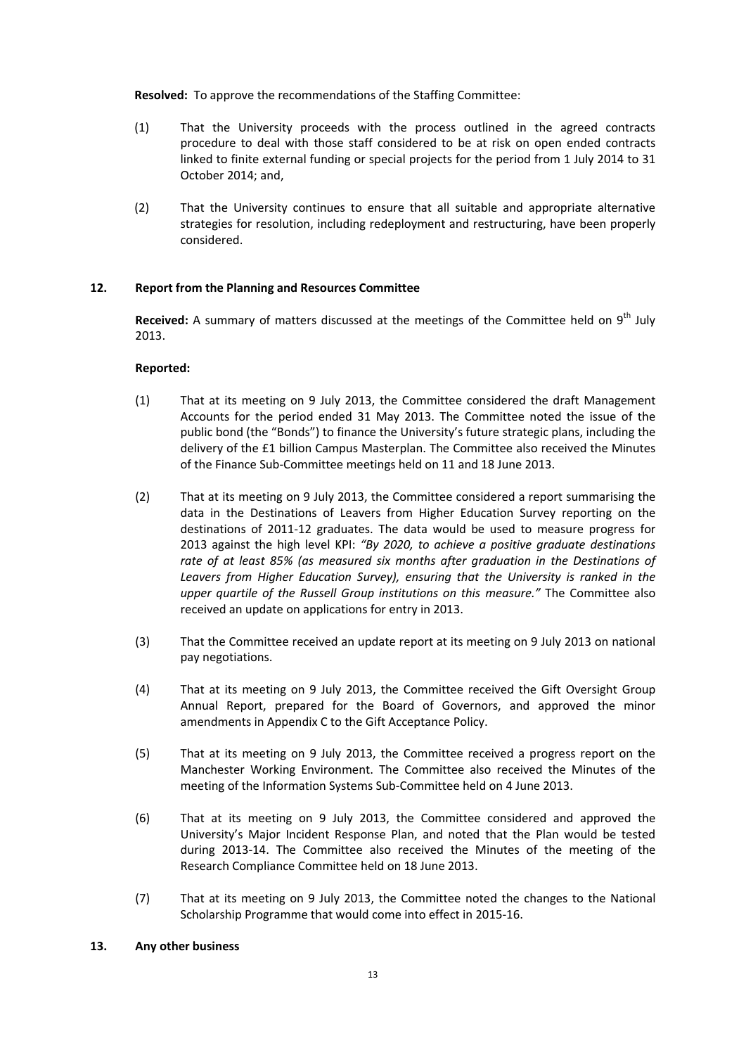**Resolved:** To approve the recommendations of the Staffing Committee:

(1) That the University proceeds with the process outlined in the agreed contracts procedure to deal with those staff considered to be at risk on open ended contracts linked to finite external funding or special projects for the period from 1 July 2014 to 31 October 2014; and,

(2) That the University continues to ensure that all suitable and appropriate alternative strategies for resolution, including redeployment and restructuring, have been properly considered.

## 12. Report from the Planning and Resources Committee

**Received:** A summary of matters discussed at the meetings of the Committee held on 9th July 2013.

**Reported:**

(1) That at its meeting on 9 July 2013, the Committee considered the draft Management Accounts for the period ended 31 May 2013. The Committee noted the issue of the public bond (the "Bonds") to finance the University's future strategic plans, including the delivery of the £1 billion Campus Masterplan. The Committee also received the Minutes of the Finance Sub-Committee meetings held on 11 and 18 June 2013.

(2) That at its meeting on 9 July 2013, the Committee considered a report summarising the data in the Destinations of Leavers from Higher Education Survey reporting on the destinations of 2011-12 graduates. The data would be used to measure progress for 2013 against the high level KPI: *"By 2020, to achieve a positive graduate destinations rate of at least 85% (as measured six months after graduation in the Destinations of Leavers from Higher Education Survey), ensuring that the University is ranked in the upper quartile of the Russell Group institutions on this measure."* The Committee also received an update on applications for entry in 2013.

(3) That the Committee received an update report at its meeting on 9 July 2013 on national pay negotiations.

(4) That at its meeting on 9 July 2013, the Committee received the Gift Oversight Group Annual Report, prepared for the Board of Governors, and approved the minor amendments in Appendix C to the Gift Acceptance Policy.

(5) That at its meeting on 9 July 2013, the Committee received a progress report on the Manchester Working Environment. The Committee also received the Minutes of the meeting of the Information Systems Sub-Committee held on 4 June 2013.

(6) That at its meeting on 9 July 2013, the Committee considered and approved the University's Major Incident Response Plan, and noted that the Plan would be tested during 2013-14. The Committee also received the Minutes of the meeting of the Research Compliance Committee held on 18 June 2013.

(7) That at its meeting on 9 July 2013, the Committee noted the changes to the National Scholarship Programme that would come into effect in 2015-16.

## 13. Any other business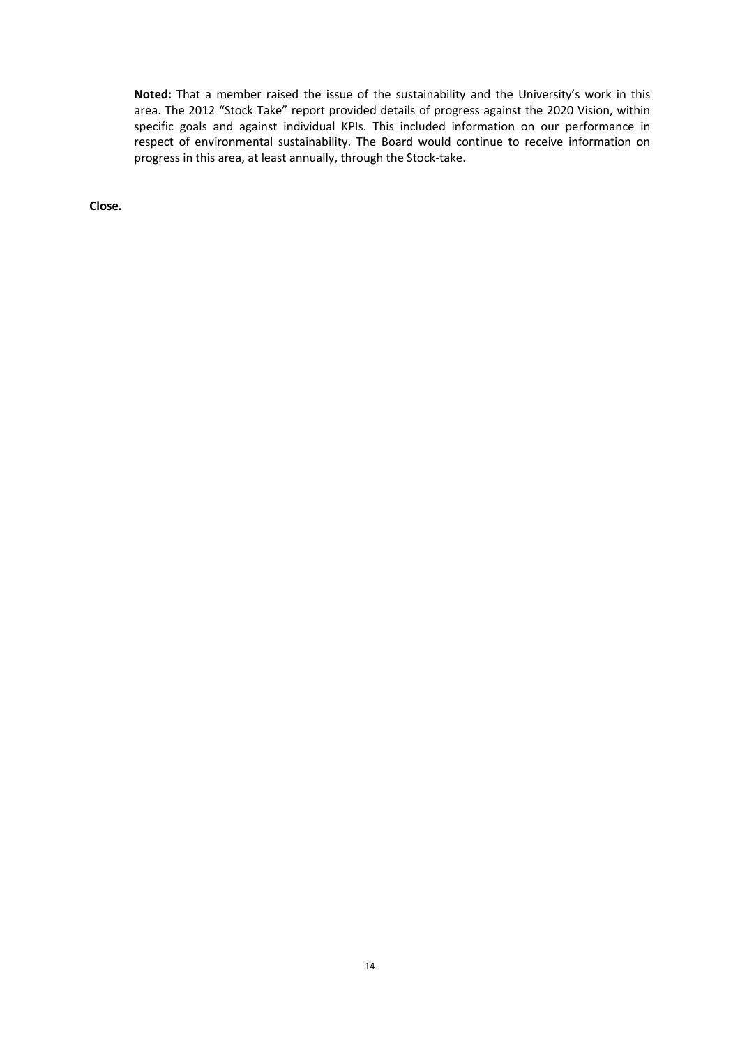**Noted:** That a member raised the issue of the sustainability and the University's work in this area. The 2012 "Stock Take" report provided details of progress against the 2020 Vision, within specific goals and against individual KPIs. This included information on our performance in respect of environmental sustainability. The Board would continue to receive information on progress in this area, at least annually, through the Stock-take.

**Close.**